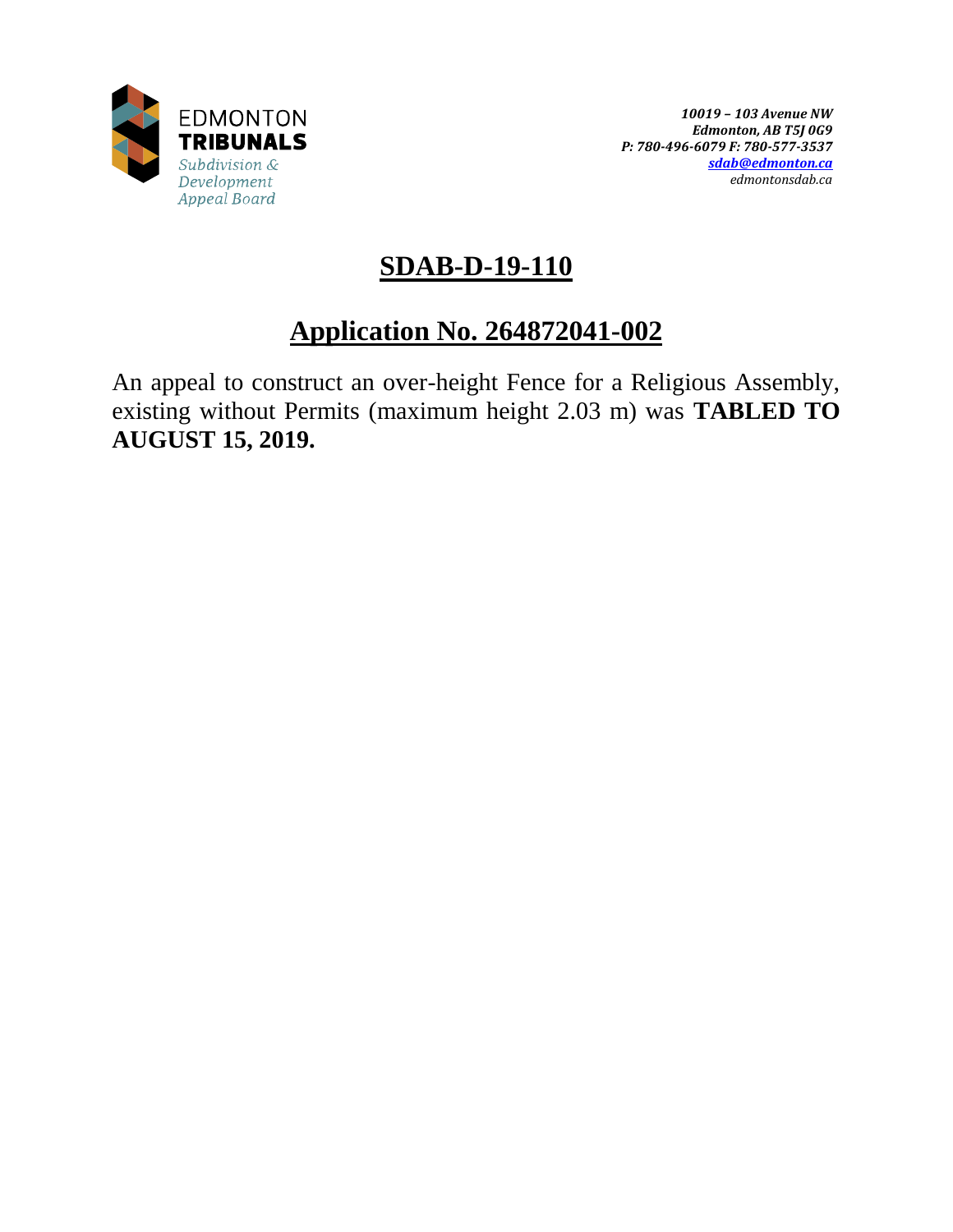EDMONTON
**TRIBUNALS**
*Subdivision & Development Appeal Board*

***10019 – 103 Avenue NW***
***Edmonton, AB T5J 0G9***
***P: 780-496-6079 F: 780-577-3537***
***sdab@edmonton.ca***
*edmontonsdab.ca*

# SDAB-D-19-110

## Application No. 264872041-002

An appeal to construct an over-height Fence for a Religious Assembly, existing without Permits (maximum height 2.03 m) was **TABLED TO AUGUST 15, 2019.**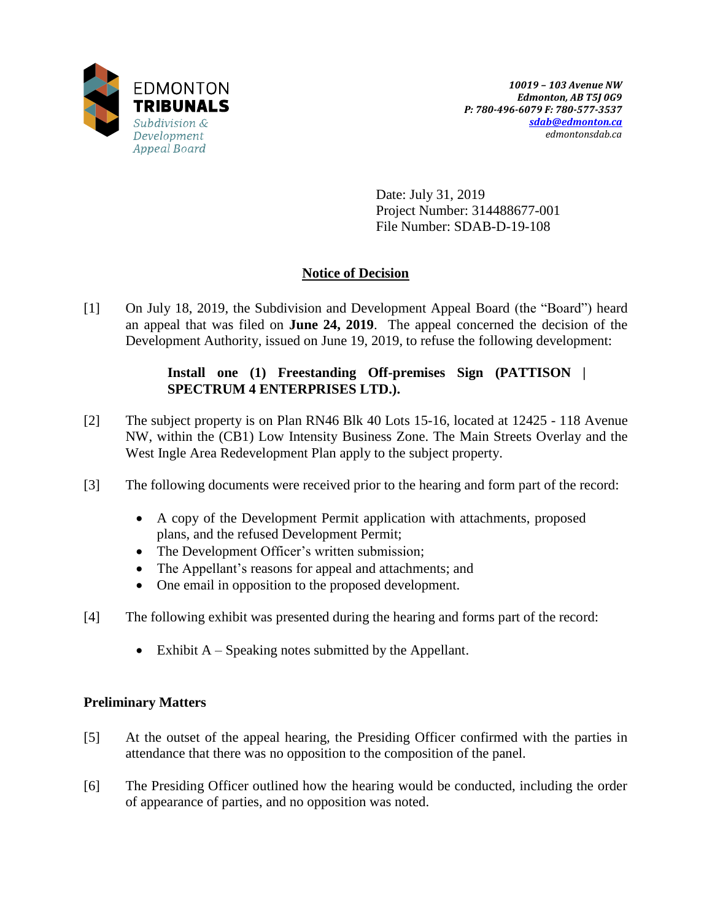EDMONTON
**TRIBUNALS**
*Subdivision & Development Appeal Board*

*10019 – 103 Avenue NW*
*Edmonton, AB T5J 0G9*
*P: 780-496-6079 F: 780-577-3537*
*sdab@edmonton.ca*
*edmontonsdab.ca*

Date: July 31, 2019
Project Number: 314488677-001
File Number: SDAB-D-19-108

## Notice of Decision

[1] On July 18, 2019, the Subdivision and Development Appeal Board (the "Board") heard an appeal that was filed on **June 24, 2019**. The appeal concerned the decision of the Development Authority, issued on June 19, 2019, to refuse the following development:

> **Install one (1) Freestanding Off-premises Sign (PATTISON | SPECTRUM 4 ENTERPRISES LTD.).**

[2] The subject property is on Plan RN46 Blk 40 Lots 15-16, located at 12425 - 118 Avenue NW, within the (CB1) Low Intensity Business Zone. The Main Streets Overlay and the West Ingle Area Redevelopment Plan apply to the subject property.

[3] The following documents were received prior to the hearing and form part of the record:

- A copy of the Development Permit application with attachments, proposed plans, and the refused Development Permit;
- The Development Officer's written submission;
- The Appellant's reasons for appeal and attachments; and
- One email in opposition to the proposed development.

[4] The following exhibit was presented during the hearing and forms part of the record:

- Exhibit A – Speaking notes submitted by the Appellant.

### Preliminary Matters

[5] At the outset of the appeal hearing, the Presiding Officer confirmed with the parties in attendance that there was no opposition to the composition of the panel.

[6] The Presiding Officer outlined how the hearing would be conducted, including the order of appearance of parties, and no opposition was noted.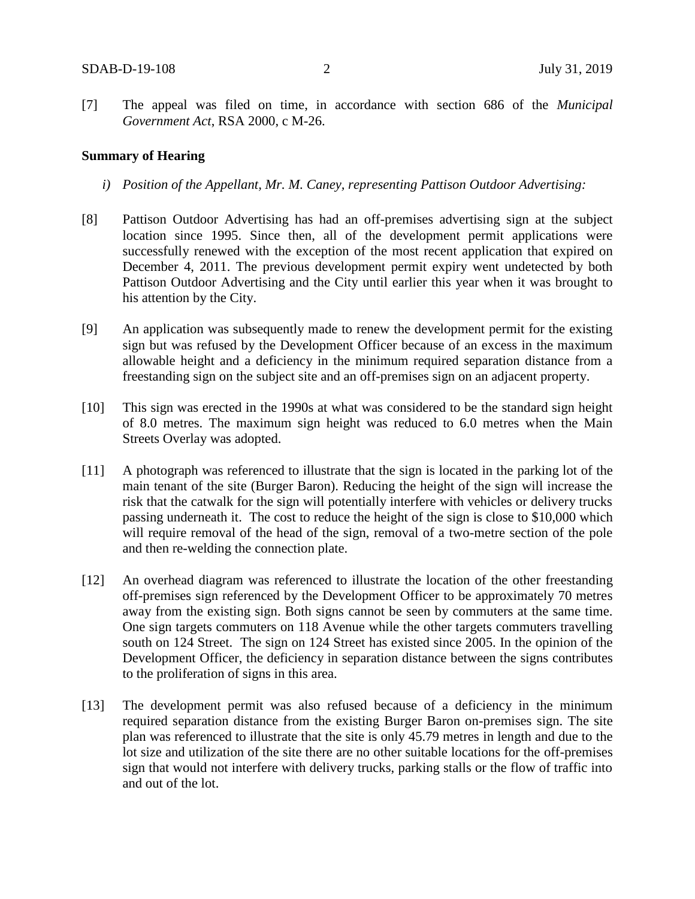[7] The appeal was filed on time, in accordance with section 686 of the *Municipal Government Act*, RSA 2000, c M-26.

**Summary of Hearing**

*i) Position of the Appellant, Mr. M. Caney, representing Pattison Outdoor Advertising:*

[8] Pattison Outdoor Advertising has had an off-premises advertising sign at the subject location since 1995. Since then, all of the development permit applications were successfully renewed with the exception of the most recent application that expired on December 4, 2011. The previous development permit expiry went undetected by both Pattison Outdoor Advertising and the City until earlier this year when it was brought to his attention by the City.

[9] An application was subsequently made to renew the development permit for the existing sign but was refused by the Development Officer because of an excess in the maximum allowable height and a deficiency in the minimum required separation distance from a freestanding sign on the subject site and an off-premises sign on an adjacent property.

[10] This sign was erected in the 1990s at what was considered to be the standard sign height of 8.0 metres. The maximum sign height was reduced to 6.0 metres when the Main Streets Overlay was adopted.

[11] A photograph was referenced to illustrate that the sign is located in the parking lot of the main tenant of the site (Burger Baron). Reducing the height of the sign will increase the risk that the catwalk for the sign will potentially interfere with vehicles or delivery trucks passing underneath it. The cost to reduce the height of the sign is close to $10,000 which will require removal of the head of the sign, removal of a two-metre section of the pole and then re-welding the connection plate.

[12] An overhead diagram was referenced to illustrate the location of the other freestanding off-premises sign referenced by the Development Officer to be approximately 70 metres away from the existing sign. Both signs cannot be seen by commuters at the same time. One sign targets commuters on 118 Avenue while the other targets commuters travelling south on 124 Street. The sign on 124 Street has existed since 2005. In the opinion of the Development Officer, the deficiency in separation distance between the signs contributes to the proliferation of signs in this area.

[13] The development permit was also refused because of a deficiency in the minimum required separation distance from the existing Burger Baron on-premises sign. The site plan was referenced to illustrate that the site is only 45.79 metres in length and due to the lot size and utilization of the site there are no other suitable locations for the off-premises sign that would not interfere with delivery trucks, parking stalls or the flow of traffic into and out of the lot.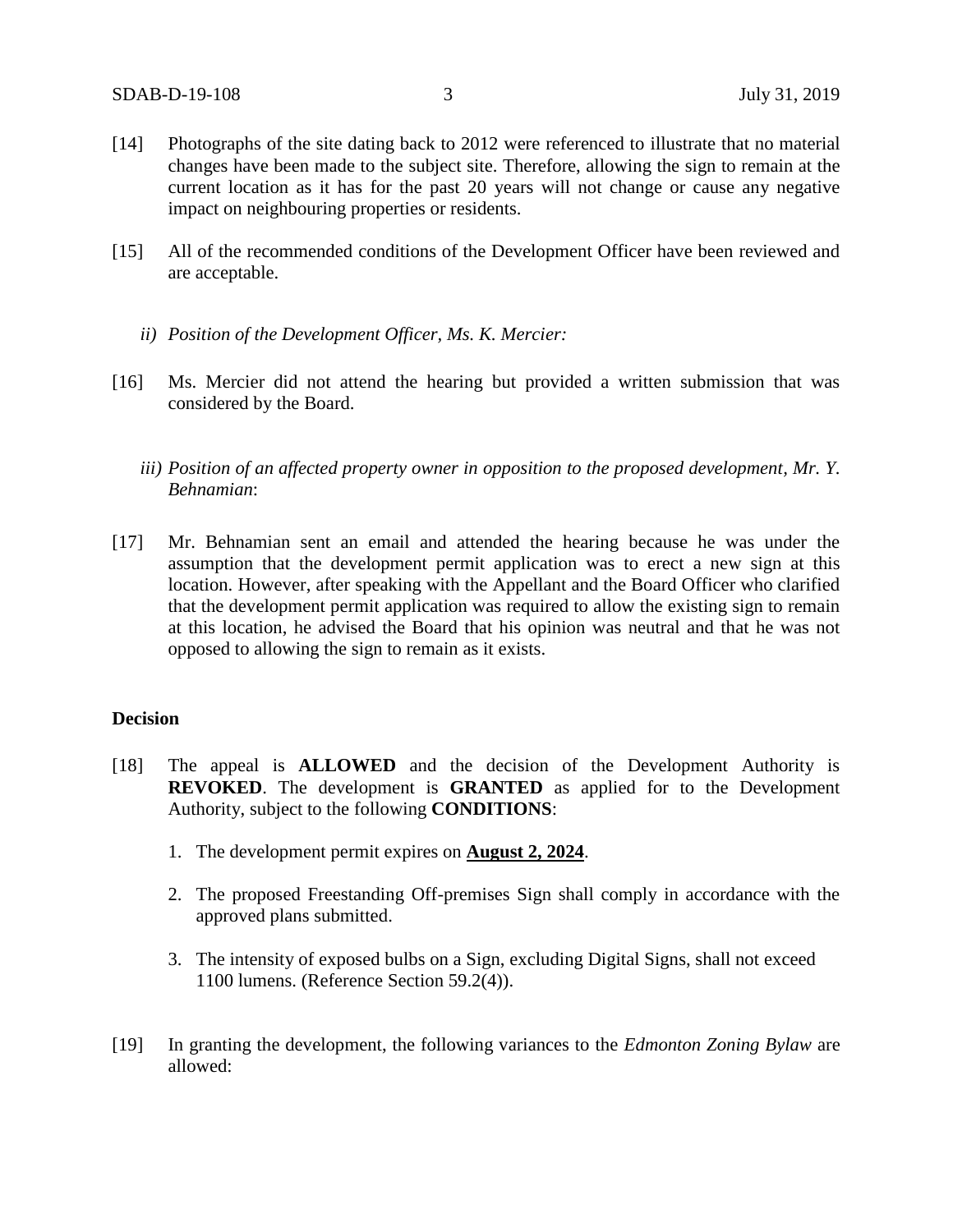[14] Photographs of the site dating back to 2012 were referenced to illustrate that no material changes have been made to the subject site. Therefore, allowing the sign to remain at the current location as it has for the past 20 years will not change or cause any negative impact on neighbouring properties or residents.

[15] All of the recommended conditions of the Development Officer have been reviewed and are acceptable.

*ii) Position of the Development Officer, Ms. K. Mercier:*

[16] Ms. Mercier did not attend the hearing but provided a written submission that was considered by the Board.

*iii) Position of an affected property owner in opposition to the proposed development, Mr. Y. Behnamian*:

[17] Mr. Behnamian sent an email and attended the hearing because he was under the assumption that the development permit application was to erect a new sign at this location. However, after speaking with the Appellant and the Board Officer who clarified that the development permit application was required to allow the existing sign to remain at this location, he advised the Board that his opinion was neutral and that he was not opposed to allowing the sign to remain as it exists.

**Decision**

[18] The appeal is **ALLOWED** and the decision of the Development Authority is **REVOKED**. The development is **GRANTED** as applied for to the Development Authority, subject to the following **CONDITIONS**:

1. The development permit expires on **August 2, 2024**.
2. The proposed Freestanding Off-premises Sign shall comply in accordance with the approved plans submitted.
3. The intensity of exposed bulbs on a Sign, excluding Digital Signs, shall not exceed 1100 lumens. (Reference Section 59.2(4)).

[19] In granting the development, the following variances to the *Edmonton Zoning Bylaw* are allowed: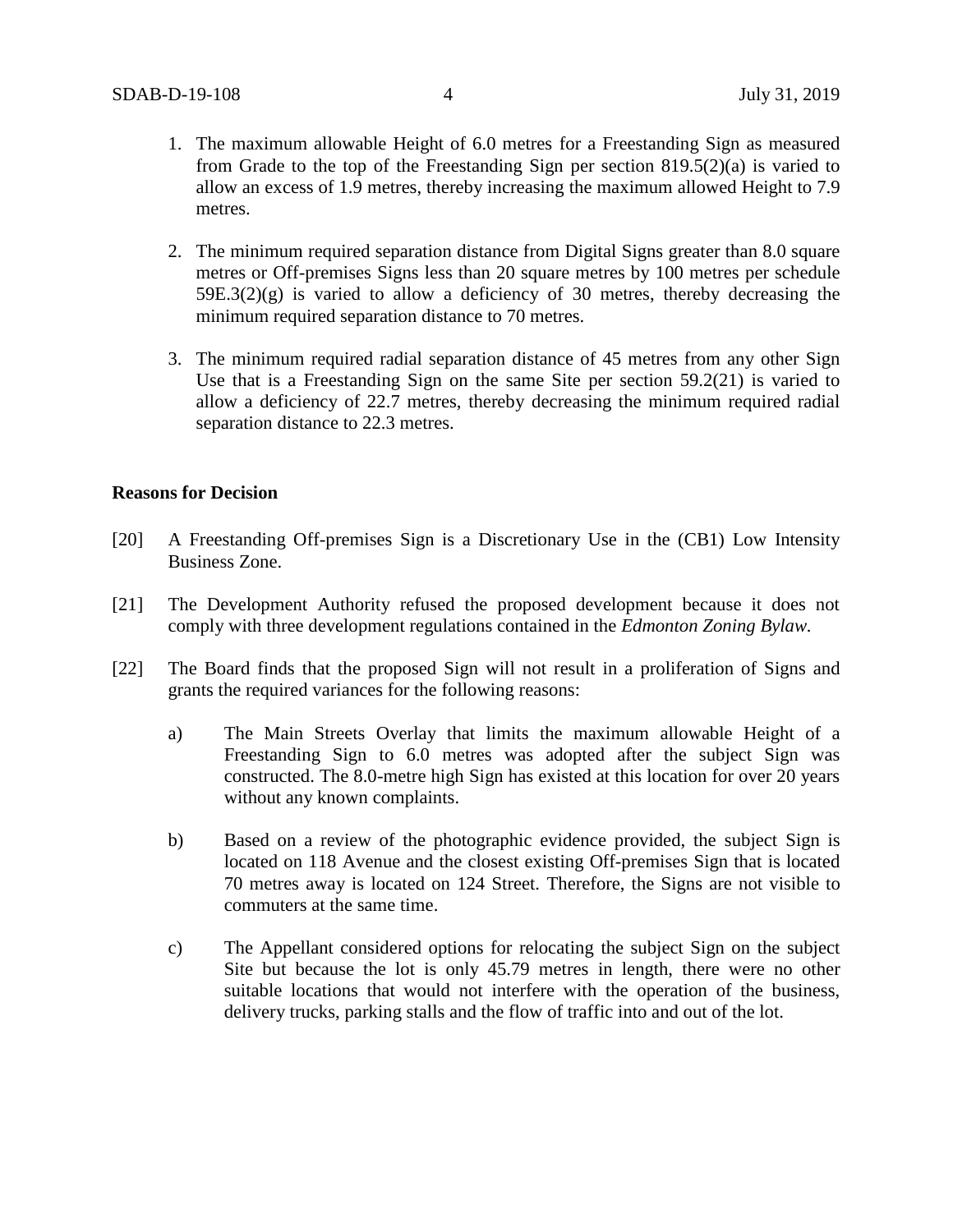1. The maximum allowable Height of 6.0 metres for a Freestanding Sign as measured from Grade to the top of the Freestanding Sign per section 819.5(2)(a) is varied to allow an excess of 1.9 metres, thereby increasing the maximum allowed Height to 7.9 metres.

2. The minimum required separation distance from Digital Signs greater than 8.0 square metres or Off-premises Signs less than 20 square metres by 100 metres per schedule 59E.3(2)(g) is varied to allow a deficiency of 30 metres, thereby decreasing the minimum required separation distance to 70 metres.

3. The minimum required radial separation distance of 45 metres from any other Sign Use that is a Freestanding Sign on the same Site per section 59.2(21) is varied to allow a deficiency of 22.7 metres, thereby decreasing the minimum required radial separation distance to 22.3 metres.

**Reasons for Decision**

[20] A Freestanding Off-premises Sign is a Discretionary Use in the (CB1) Low Intensity Business Zone.

[21] The Development Authority refused the proposed development because it does not comply with three development regulations contained in the *Edmonton Zoning Bylaw.*

[22] The Board finds that the proposed Sign will not result in a proliferation of Signs and grants the required variances for the following reasons:

a) The Main Streets Overlay that limits the maximum allowable Height of a Freestanding Sign to 6.0 metres was adopted after the subject Sign was constructed. The 8.0-metre high Sign has existed at this location for over 20 years without any known complaints.

b) Based on a review of the photographic evidence provided, the subject Sign is located on 118 Avenue and the closest existing Off-premises Sign that is located 70 metres away is located on 124 Street. Therefore, the Signs are not visible to commuters at the same time.

c) The Appellant considered options for relocating the subject Sign on the subject Site but because the lot is only 45.79 metres in length, there were no other suitable locations that would not interfere with the operation of the business, delivery trucks, parking stalls and the flow of traffic into and out of the lot.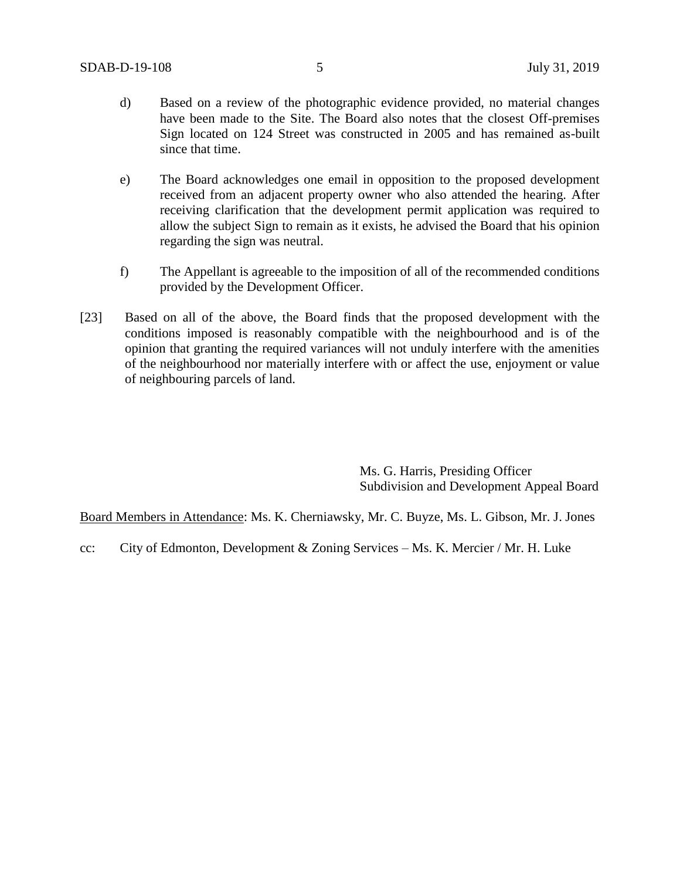d) Based on a review of the photographic evidence provided, no material changes have been made to the Site. The Board also notes that the closest Off-premises Sign located on 124 Street was constructed in 2005 and has remained as-built since that time.

e) The Board acknowledges one email in opposition to the proposed development received from an adjacent property owner who also attended the hearing. After receiving clarification that the development permit application was required to allow the subject Sign to remain as it exists, he advised the Board that his opinion regarding the sign was neutral.

f) The Appellant is agreeable to the imposition of all of the recommended conditions provided by the Development Officer.

[23] Based on all of the above, the Board finds that the proposed development with the conditions imposed is reasonably compatible with the neighbourhood and is of the opinion that granting the required variances will not unduly interfere with the amenities of the neighbourhood nor materially interfere with or affect the use, enjoyment or value of neighbouring parcels of land.

Ms. G. Harris, Presiding Officer
Subdivision and Development Appeal Board

Board Members in Attendance: Ms. K. Cherniawsky, Mr. C. Buyze, Ms. L. Gibson, Mr. J. Jones

cc: City of Edmonton, Development & Zoning Services – Ms. K. Mercier / Mr. H. Luke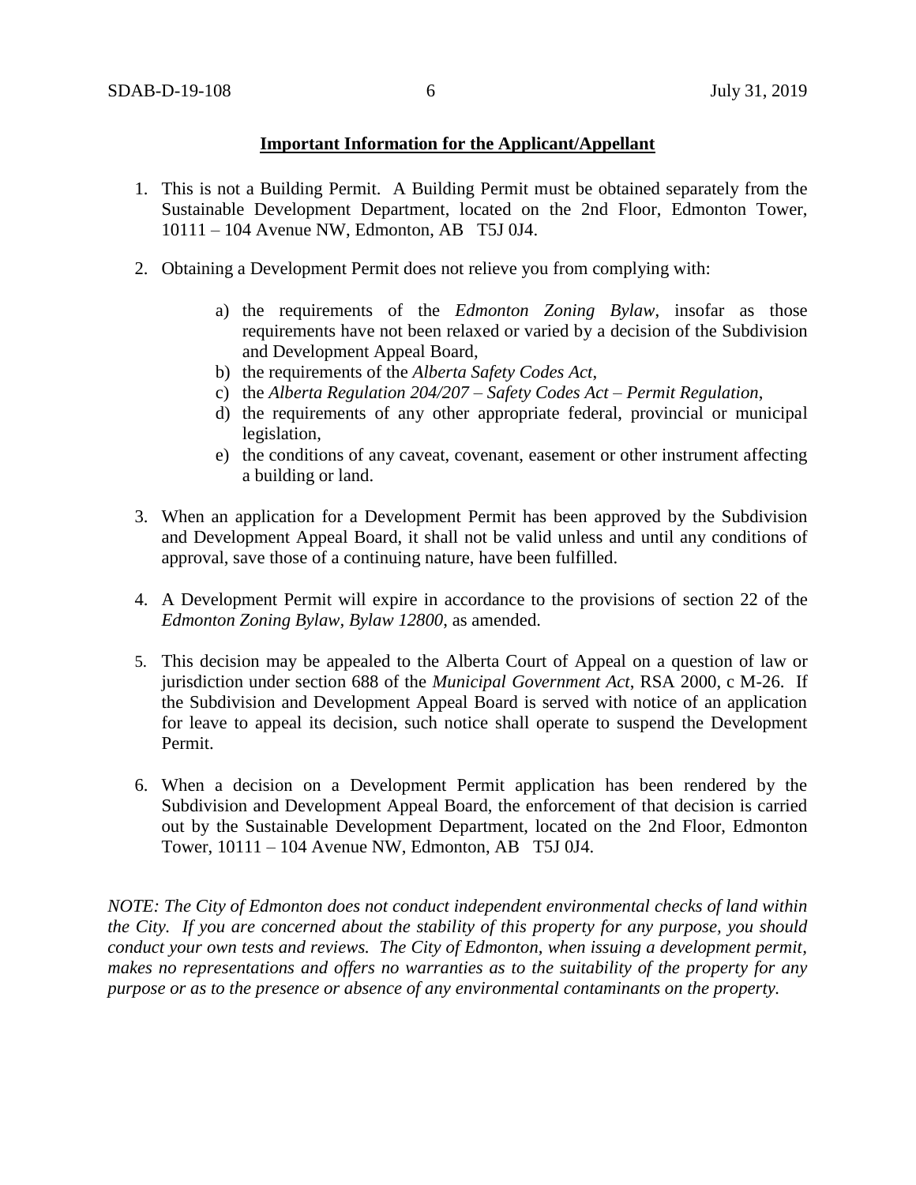**Important Information for the Applicant/Appellant**

1. This is not a Building Permit. A Building Permit must be obtained separately from the Sustainable Development Department, located on the 2nd Floor, Edmonton Tower, 10111 – 104 Avenue NW, Edmonton, AB T5J 0J4.

2. Obtaining a Development Permit does not relieve you from complying with:

    a) the requirements of the *Edmonton Zoning Bylaw*, insofar as those requirements have not been relaxed or varied by a decision of the Subdivision and Development Appeal Board,
    b) the requirements of the *Alberta Safety Codes Act*,
    c) the *Alberta Regulation 204/207 – Safety Codes Act – Permit Regulation*,
    d) the requirements of any other appropriate federal, provincial or municipal legislation,
    e) the conditions of any caveat, covenant, easement or other instrument affecting a building or land.

3. When an application for a Development Permit has been approved by the Subdivision and Development Appeal Board, it shall not be valid unless and until any conditions of approval, save those of a continuing nature, have been fulfilled.

4. A Development Permit will expire in accordance to the provisions of section 22 of the *Edmonton Zoning Bylaw, Bylaw 12800*, as amended.

5. This decision may be appealed to the Alberta Court of Appeal on a question of law or jurisdiction under section 688 of the *Municipal Government Act*, RSA 2000, c M-26. If the Subdivision and Development Appeal Board is served with notice of an application for leave to appeal its decision, such notice shall operate to suspend the Development Permit.

6. When a decision on a Development Permit application has been rendered by the Subdivision and Development Appeal Board, the enforcement of that decision is carried out by the Sustainable Development Department, located on the 2nd Floor, Edmonton Tower, 10111 – 104 Avenue NW, Edmonton, AB T5J 0J4.

*NOTE: The City of Edmonton does not conduct independent environmental checks of land within the City. If you are concerned about the stability of this property for any purpose, you should conduct your own tests and reviews. The City of Edmonton, when issuing a development permit, makes no representations and offers no warranties as to the suitability of the property for any purpose or as to the presence or absence of any environmental contaminants on the property.*